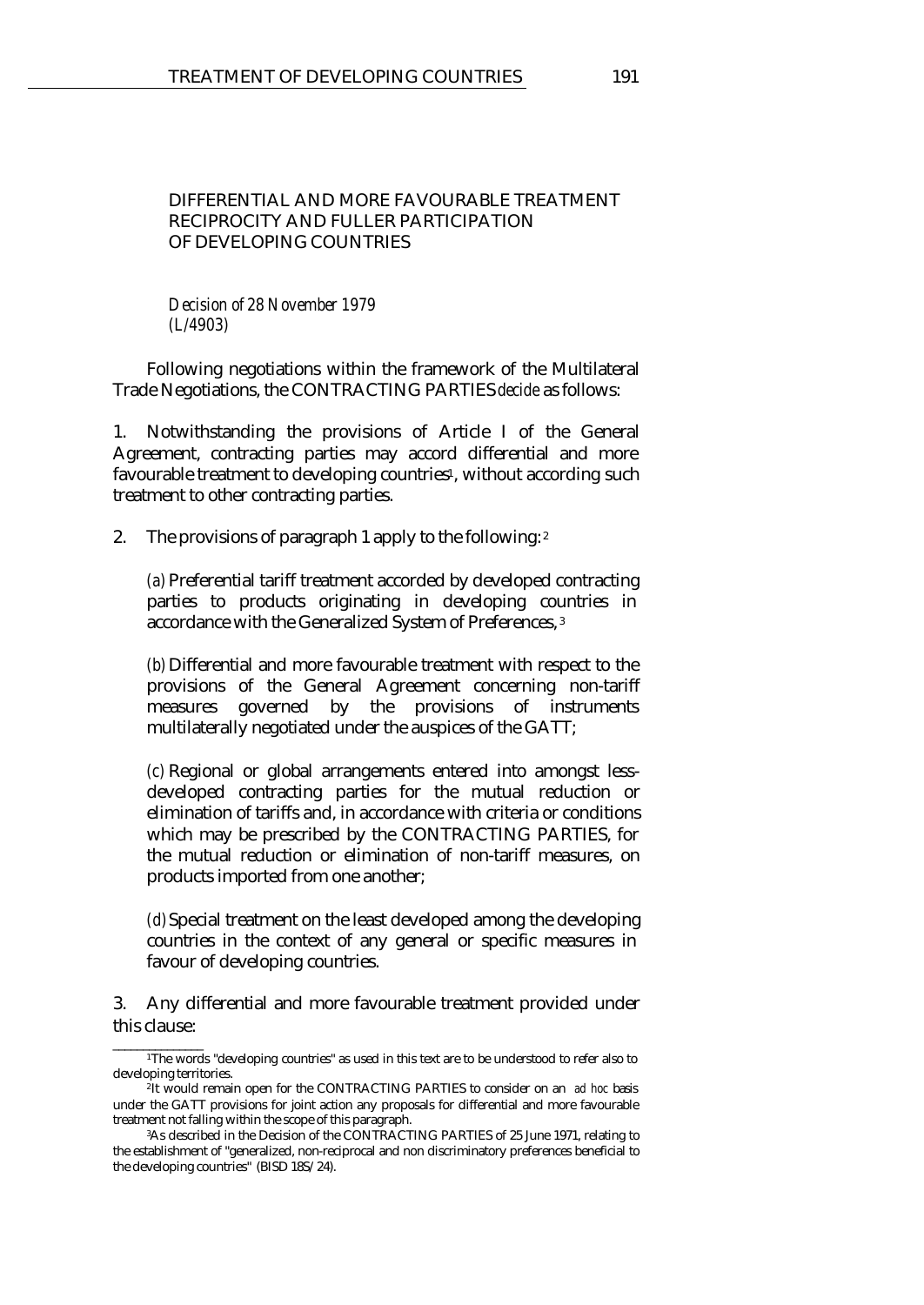## DIFFERENTIAL AND MORE FAVOURABLE TREATMENT RECIPROCITY AND FULLER PARTICIPATION OF DEVELOPING COUNTRIES

*Decision of 28 November 1979*
*(L/4903)*

Following negotiations within the framework of the Multilateral Trade Negotiations, the CONTRACTING PARTIES *decide* as follows:

1. Notwithstanding the provisions of Article I of the General Agreement, contracting parties may accord differential and more favourable treatment to developing countries[1], without according such treatment to other contracting parties.

2. The provisions of paragraph 1 apply to the following: [2]

   *(a)* Preferential tariff treatment accorded by developed contracting parties to products originating in developing countries in accordance with the Generalized System of Preferences, [3]

   *(b)* Differential and more favourable treatment with respect to the provisions of the General Agreement concerning non-tariff measures governed by the provisions of instruments multilaterally negotiated under the auspices of the GATT;

   *(c)* Regional or global arrangements entered into amongst less-developed contracting parties for the mutual reduction or elimination of tariffs and, in accordance with criteria or conditions which may be prescribed by the CONTRACTING PARTIES, for the mutual reduction or elimination of non-tariff measures, on products imported from one another;

   *(d)* Special treatment on the least developed among the developing countries in the context of any general or specific measures in favour of developing countries.

3. Any differential and more favourable treatment provided under this clause:

---

[1] The words "developing countries" as used in this text are to be understood to refer also to developing territories.

[2] It would remain open for the CONTRACTING PARTIES to consider on an *ad hoc* basis under the GATT provisions for joint action any proposals for differential and more favourable treatment not falling within the scope of this paragraph.

[3] As described in the Decision of the CONTRACTING PARTIES of 25 June 1971, relating to the establishment of "generalized, non-reciprocal and non discriminatory preferences beneficial to the developing countries" (BISD 18S/24).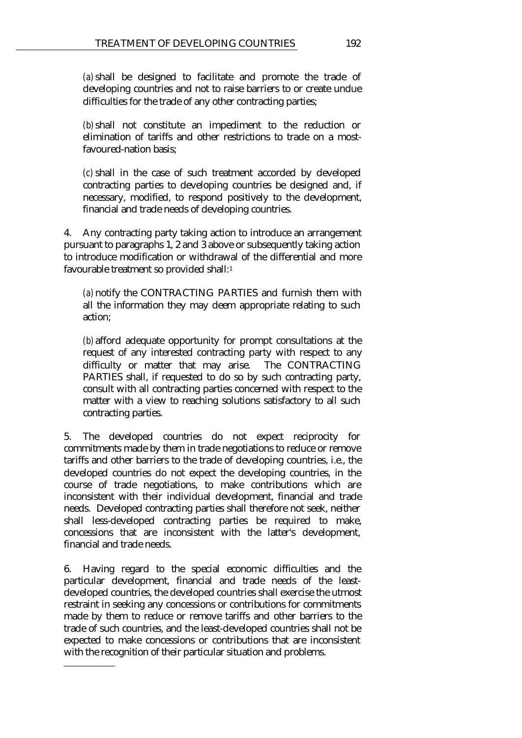*(a)* shall be designed to facilitate and promote the trade of developing countries and not to raise barriers to or create undue difficulties for the trade of any other contracting parties;

*(b)* shall not constitute an impediment to the reduction or elimination of tariffs and other restrictions to trade on a most-favoured-nation basis;

*(c)* shall in the case of such treatment accorded by developed contracting parties to developing countries be designed and, if necessary, modified, to respond positively to the development, financial and trade needs of developing countries.

4. Any contracting party taking action to introduce an arrangement pursuant to paragraphs 1, 2 and 3 above or subsequently taking action to introduce modification or withdrawal of the differential and more favourable treatment so provided shall:[1]

*(a)* notify the CONTRACTING PARTIES and furnish them with all the information they may deem appropriate relating to such action;

*(b)* afford adequate opportunity for prompt consultations at the request of any interested contracting party with respect to any difficulty or matter that may arise. The CONTRACTING PARTIES shall, if requested to do so by such contracting party, consult with all contracting parties concerned with respect to the matter with a view to reaching solutions satisfactory to all such contracting parties.

5. The developed countries do not expect reciprocity for commitments made by them in trade negotiations to reduce or remove tariffs and other barriers to the trade of developing countries, i.e., the developed countries do not expect the developing countries, in the course of trade negotiations, to make contributions which are inconsistent with their individual development, financial and trade needs. Developed contracting parties shall therefore not seek, neither shall less-developed contracting parties be required to make, concessions that are inconsistent with the latter's development, financial and trade needs.

6. Having regard to the special economic difficulties and the particular development, financial and trade needs of the least-developed countries, the developed countries shall exercise the utmost restraint in seeking any concessions or contributions for commitments made by them to reduce or remove tariffs and other barriers to the trade of such countries, and the least-developed countries shall not be expected to make concessions or contributions that are inconsistent with the recognition of their particular situation and problems.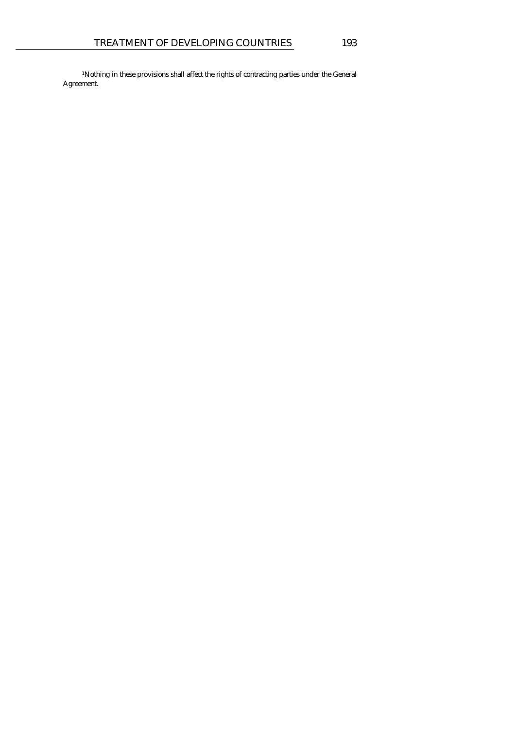[1]Nothing in these provisions shall affect the rights of contracting parties under the General Agreement.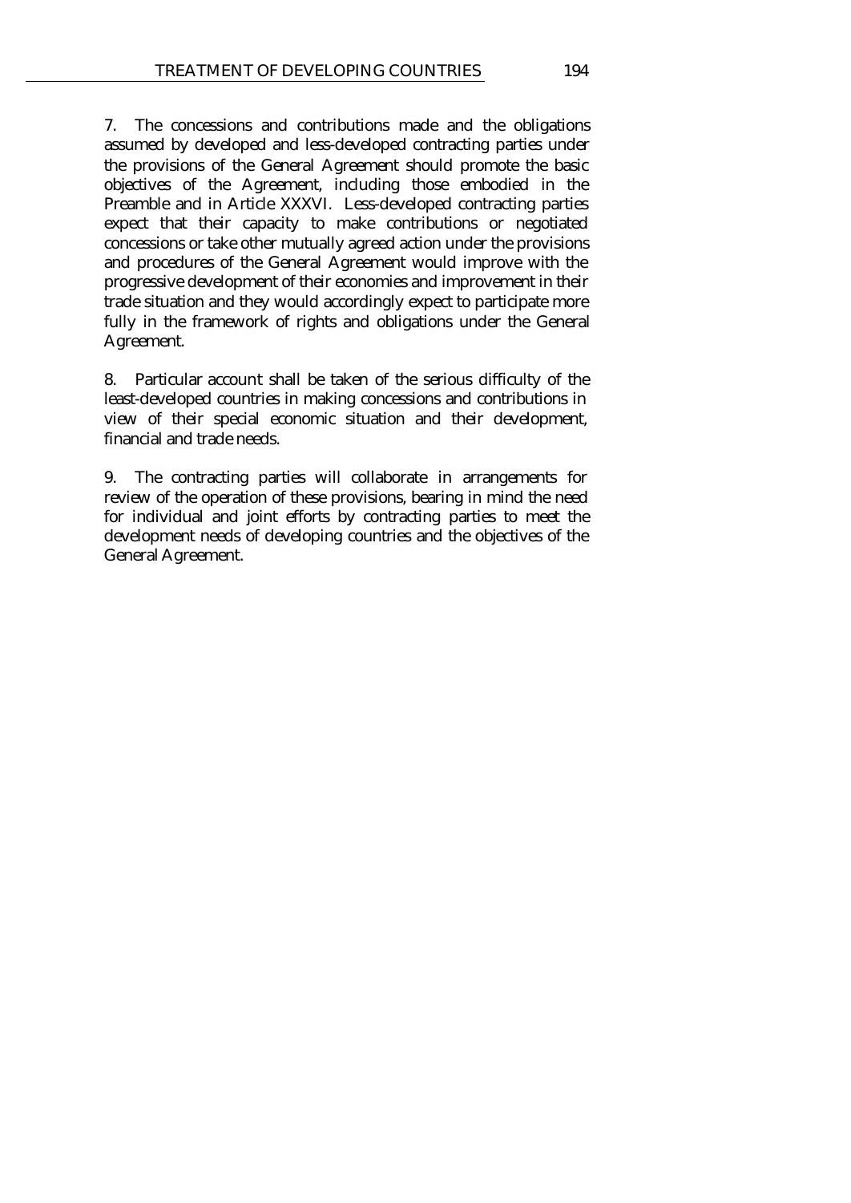7. The concessions and contributions made and the obligations assumed by developed and less-developed contracting parties under the provisions of the General Agreement should promote the basic objectives of the Agreement, including those embodied in the Preamble and in Article XXXVI. Less-developed contracting parties expect that their capacity to make contributions or negotiated concessions or take other mutually agreed action under the provisions and procedures of the General Agreement would improve with the progressive development of their economies and improvement in their trade situation and they would accordingly expect to participate more fully in the framework of rights and obligations under the General Agreement.

8. Particular account shall be taken of the serious difficulty of the least-developed countries in making concessions and contributions in view of their special economic situation and their development, financial and trade needs.

9. The contracting parties will collaborate in arrangements for review of the operation of these provisions, bearing in mind the need for individual and joint efforts by contracting parties to meet the development needs of developing countries and the objectives of the General Agreement.